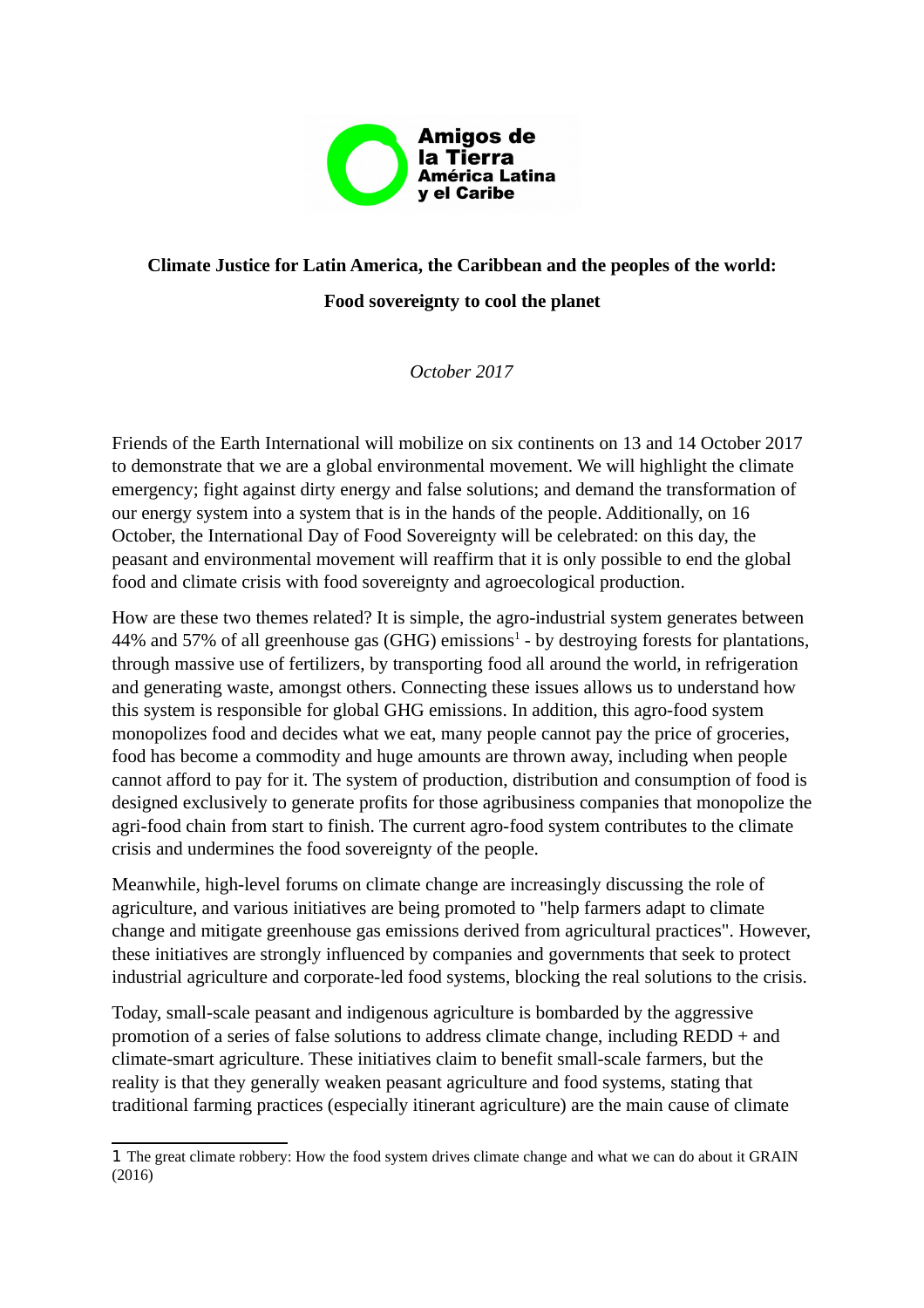Amigos de la Tierra América Latina y el Caribe

**Climate Justice for Latin America, the Caribbean and the peoples of the world:**

**Food sovereignty to cool the planet**

*October 2017*

Friends of the Earth International will mobilize on six continents on 13 and 14 October 2017 to demonstrate that we are a global environmental movement. We will highlight the climate emergency; fight against dirty energy and false solutions; and demand the transformation of our energy system into a system that is in the hands of the people. Additionally, on 16 October, the International Day of Food Sovereignty will be celebrated: on this day, the peasant and environmental movement will reaffirm that it is only possible to end the global food and climate crisis with food sovereignty and agroecological production.

How are these two themes related? It is simple, the agro-industrial system generates between 44% and 57% of all greenhouse gas (GHG) emissions[1] - by destroying forests for plantations, through massive use of fertilizers, by transporting food all around the world, in refrigeration and generating waste, amongst others. Connecting these issues allows us to understand how this system is responsible for global GHG emissions. In addition, this agro-food system monopolizes food and decides what we eat, many people cannot pay the price of groceries, food has become a commodity and huge amounts are thrown away, including when people cannot afford to pay for it. The system of production, distribution and consumption of food is designed exclusively to generate profits for those agribusiness companies that monopolize the agri-food chain from start to finish. The current agro-food system contributes to the climate crisis and undermines the food sovereignty of the people.

Meanwhile, high-level forums on climate change are increasingly discussing the role of agriculture, and various initiatives are being promoted to "help farmers adapt to climate change and mitigate greenhouse gas emissions derived from agricultural practices". However, these initiatives are strongly influenced by companies and governments that seek to protect industrial agriculture and corporate-led food systems, blocking the real solutions to the crisis.

Today, small-scale peasant and indigenous agriculture is bombarded by the aggressive promotion of a series of false solutions to address climate change, including REDD + and climate-smart agriculture. These initiatives claim to benefit small-scale farmers, but the reality is that they generally weaken peasant agriculture and food systems, stating that traditional farming practices (especially itinerant agriculture) are the main cause of climate

---

1 The great climate robbery: How the food system drives climate change and what we can do about it GRAIN (2016)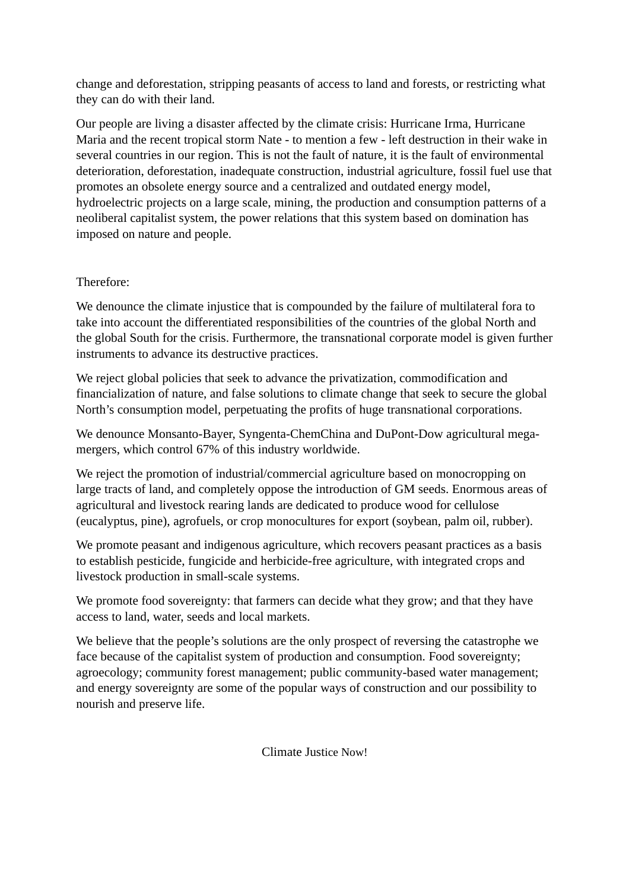change and deforestation, stripping peasants of access to land and forests, or restricting what they can do with their land.

Our people are living a disaster affected by the climate crisis: Hurricane Irma, Hurricane Maria and the recent tropical storm Nate - to mention a few - left destruction in their wake in several countries in our region. This is not the fault of nature, it is the fault of environmental deterioration, deforestation, inadequate construction, industrial agriculture, fossil fuel use that promotes an obsolete energy source and a centralized and outdated energy model, hydroelectric projects on a large scale, mining, the production and consumption patterns of a neoliberal capitalist system, the power relations that this system based on domination has imposed on nature and people.

Therefore:

We denounce the climate injustice that is compounded by the failure of multilateral fora to take into account the differentiated responsibilities of the countries of the global North and the global South for the crisis. Furthermore, the transnational corporate model is given further instruments to advance its destructive practices.

We reject global policies that seek to advance the privatization, commodification and financialization of nature, and false solutions to climate change that seek to secure the global North's consumption model, perpetuating the profits of huge transnational corporations.

We denounce Monsanto-Bayer, Syngenta-ChemChina and DuPont-Dow agricultural mega-mergers, which control 67% of this industry worldwide.

We reject the promotion of industrial/commercial agriculture based on monocropping on large tracts of land, and completely oppose the introduction of GM seeds. Enormous areas of agricultural and livestock rearing lands are dedicated to produce wood for cellulose (eucalyptus, pine), agrofuels, or crop monocultures for export (soybean, palm oil, rubber).

We promote peasant and indigenous agriculture, which recovers peasant practices as a basis to establish pesticide, fungicide and herbicide-free agriculture, with integrated crops and livestock production in small-scale systems.

We promote food sovereignty: that farmers can decide what they grow; and that they have access to land, water, seeds and local markets.

We believe that the people's solutions are the only prospect of reversing the catastrophe we face because of the capitalist system of production and consumption. Food sovereignty; agroecology; community forest management; public community-based water management; and energy sovereignty are some of the popular ways of construction and our possibility to nourish and preserve life.

Climate Justice Now!